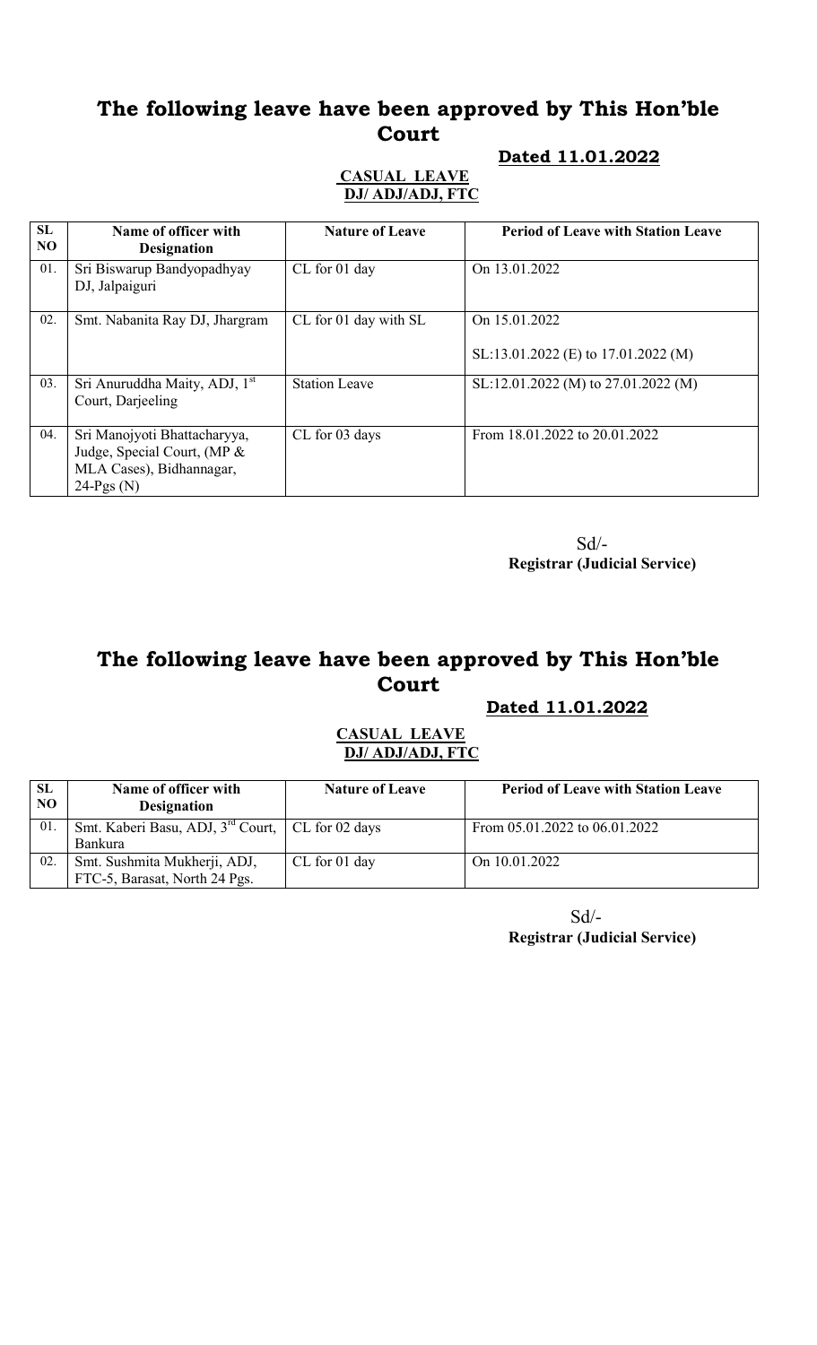# The following leave have been approved by This Hon'ble Court

**Dated 11.01.2022**

**CASUAL LEAVE**
**DJ/ ADJ/ADJ, FTC**

| SL NO | Name of officer with Designation | Nature of Leave | Period of Leave with Station Leave |
|---|---|---|---|
| 01. | Sri Biswarup Bandyopadhyay DJ, Jalpaiguri | CL for 01 day | On 13.01.2022 |
| 02. | Smt. Nabanita Ray DJ, Jhargram | CL for 01 day with SL | On 15.01.2022<br><br>SL:13.01.2022 (E) to 17.01.2022 (M) |
| 03. | Sri Anuruddha Maity, ADJ, 1st Court, Darjeeling | Station Leave | SL:12.01.2022 (M) to 27.01.2022 (M) |
| 04. | Sri Manojyoti Bhattacharyya, Judge, Special Court, (MP & MLA Cases), Bidhannagar, 24-Pgs (N) | CL for 03 days | From 18.01.2022 to 20.01.2022 |

Sd/-
**Registrar (Judicial Service)**

# The following leave have been approved by This Hon'ble Court

**Dated 11.01.2022**

**CASUAL LEAVE**
**DJ/ ADJ/ADJ, FTC**

| SL NO | Name of officer with Designation | Nature of Leave | Period of Leave with Station Leave |
|---|---|---|---|
| 01. | Smt. Kaberi Basu, ADJ, 3rd Court, Bankura | CL for 02 days | From 05.01.2022 to 06.01.2022 |
| 02. | Smt. Sushmita Mukherji, ADJ, FTC-5, Barasat, North 24 Pgs. | CL for 01 day | On 10.01.2022 |

Sd/-
**Registrar (Judicial Service)**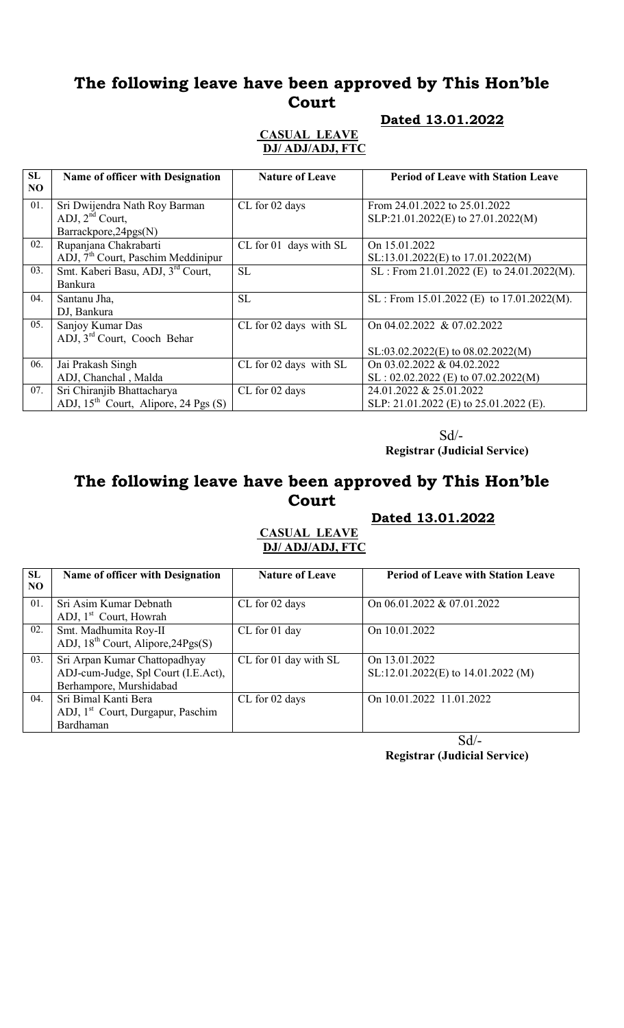# The following leave have been approved by This Hon'ble Court

**Dated 13.01.2022**

**CASUAL LEAVE**
**DJ/ ADJ/ADJ, FTC**

| SL NO | Name of officer with Designation | Nature of Leave | Period of Leave with Station Leave |
|---|---|---|---|
| 01. | Sri Dwijendra Nath Roy Barman ADJ, 2nd Court, Barrackpore,24pgs(N) | CL for 02 days | From 24.01.2022 to 25.01.2022 SLP:21.01.2022(E) to 27.01.2022(M) |
| 02. | Rupanjana Chakrabarti ADJ, 7th Court, Paschim Meddinipur | CL for 01 days with SL | On 15.01.2022 SL:13.01.2022(E) to 17.01.2022(M) |
| 03. | Smt. Kaberi Basu, ADJ, 3rd Court, Bankura | SL | SL : From 21.01.2022 (E) to 24.01.2022(M). |
| 04. | Santanu Jha, DJ, Bankura | SL | SL : From 15.01.2022 (E) to 17.01.2022(M). |
| 05. | Sanjoy Kumar Das ADJ, 3rd Court, Cooch Behar | CL for 02 days with SL | On 04.02.2022 & 07.02.2022 SL:03.02.2022(E) to 08.02.2022(M) |
| 06. | Jai Prakash Singh ADJ, Chanchal , Malda | CL for 02 days with SL | On 03.02.2022 & 04.02.2022 SL : 02.02.2022 (E) to 07.02.2022(M) |
| 07. | Sri Chiranjib Bhattacharya ADJ, 15th Court, Alipore, 24 Pgs (S) | CL for 02 days | 24.01.2022 & 25.01.2022 SLP: 21.01.2022 (E) to 25.01.2022 (E). |

Sd/-
**Registrar (Judicial Service)**

# The following leave have been approved by This Hon'ble Court

**Dated 13.01.2022**

**CASUAL LEAVE**
**DJ/ ADJ/ADJ, FTC**

| SL NO | Name of officer with Designation | Nature of Leave | Period of Leave with Station Leave |
|---|---|---|---|
| 01. | Sri Asim Kumar Debnath ADJ, 1st Court, Howrah | CL for 02 days | On 06.01.2022 & 07.01.2022 |
| 02. | Smt. Madhumita Roy-II ADJ, 18th Court, Alipore,24Pgs(S) | CL for 01 day | On 10.01.2022 |
| 03. | Sri Arpan Kumar Chattopadhyay ADJ-cum-Judge, Spl Court (I.E.Act), Berhampore, Murshidabad | CL for 01 day with SL | On 13.01.2022 SL:12.01.2022(E) to 14.01.2022 (M) |
| 04. | Sri Bimal Kanti Bera ADJ, 1st Court, Durgapur, Paschim Bardhaman | CL for 02 days | On 10.01.2022 11.01.2022 |

Sd/-
**Registrar (Judicial Service)**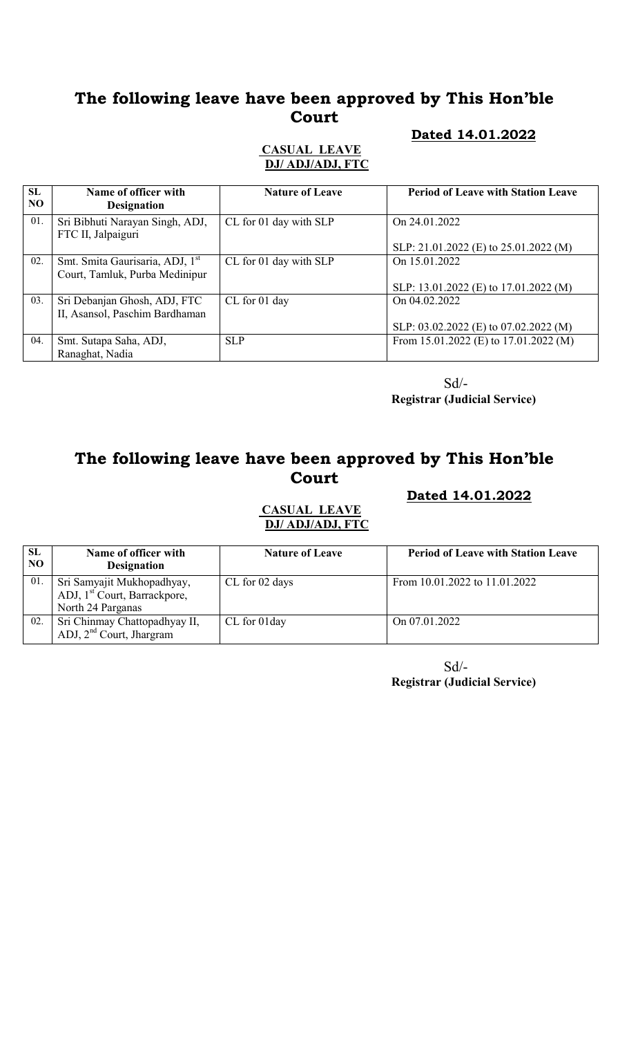## The following leave have been approved by This Hon'ble Court

**Dated 14.01.2022**

**CASUAL LEAVE**
**DJ/ ADJ/ADJ, FTC**

| SL NO | Name of officer with Designation | Nature of Leave | Period of Leave with Station Leave |
|---|---|---|---|
| 01. | Sri Bibhuti Narayan Singh, ADJ, FTC II, Jalpaiguri | CL for 01 day with SLP | On 24.01.2022<br><br>SLP: 21.01.2022 (E) to 25.01.2022 (M) |
| 02. | Smt. Smita Gaurisaria, ADJ, 1st Court, Tamluk, Purba Medinipur | CL for 01 day with SLP | On 15.01.2022<br><br>SLP: 13.01.2022 (E) to 17.01.2022 (M) |
| 03. | Sri Debanjan Ghosh, ADJ, FTC II, Asansol, Paschim Bardhaman | CL for 01 day | On 04.02.2022<br><br>SLP: 03.02.2022 (E) to 07.02.2022 (M) |
| 04. | Smt. Sutapa Saha, ADJ, Ranaghat, Nadia | SLP | From 15.01.2022 (E) to 17.01.2022 (M) |

Sd/-
**Registrar (Judicial Service)**

## The following leave have been approved by This Hon'ble Court

**Dated 14.01.2022**

**CASUAL LEAVE**
**DJ/ ADJ/ADJ, FTC**

| SL NO | Name of officer with Designation | Nature of Leave | Period of Leave with Station Leave |
|---|---|---|---|
| 01. | Sri Samyajit Mukhopadhyay, ADJ, 1st Court, Barrackpore, North 24 Parganas | CL for 02 days | From 10.01.2022 to 11.01.2022 |
| 02. | Sri Chinmay Chattopadhyay II, ADJ, 2nd Court, Jhargram | CL for 01day | On 07.01.2022 |

Sd/-
**Registrar (Judicial Service)**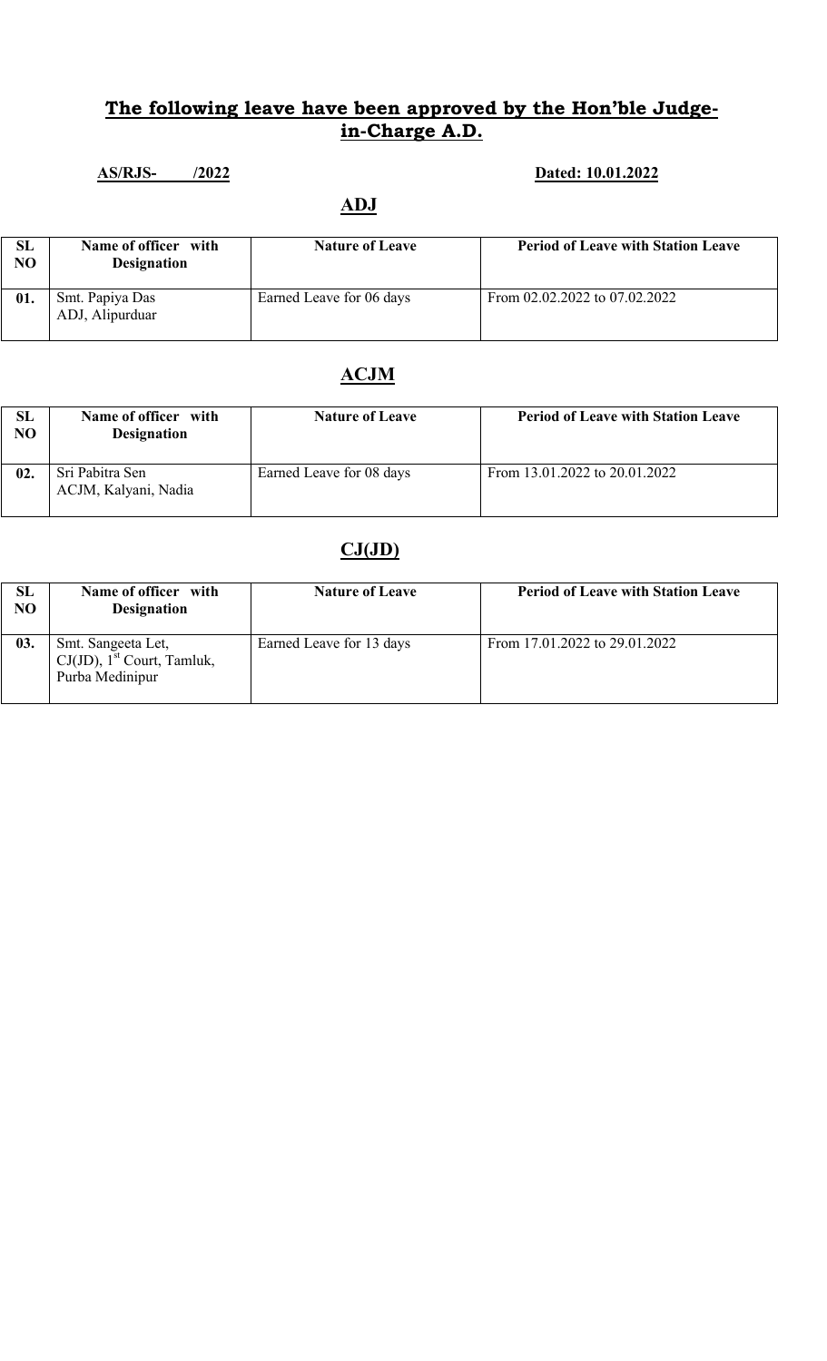## The following leave have been approved by the Hon'ble Judge-in-Charge A.D.

**AS/RJS-    /2022** **Dated: 10.01.2022**

### ADJ

| SL NO | Name of officer with Designation | Nature of Leave | Period of Leave with Station Leave |
|---|---|---|---|
| 01. | Smt. Papiya Das ADJ, Alipurduar | Earned Leave for 06 days | From 02.02.2022 to 07.02.2022 |

### ACJM

| SL NO | Name of officer with Designation | Nature of Leave | Period of Leave with Station Leave |
|---|---|---|---|
| 02. | Sri Pabitra Sen ACJM, Kalyani, Nadia | Earned Leave for 08 days | From 13.01.2022 to 20.01.2022 |

### CJ(JD)

| SL NO | Name of officer with Designation | Nature of Leave | Period of Leave with Station Leave |
|---|---|---|---|
| 03. | Smt. Sangeeta Let, CJ(JD), 1st Court, Tamluk, Purba Medinipur | Earned Leave for 13 days | From 17.01.2022 to 29.01.2022 |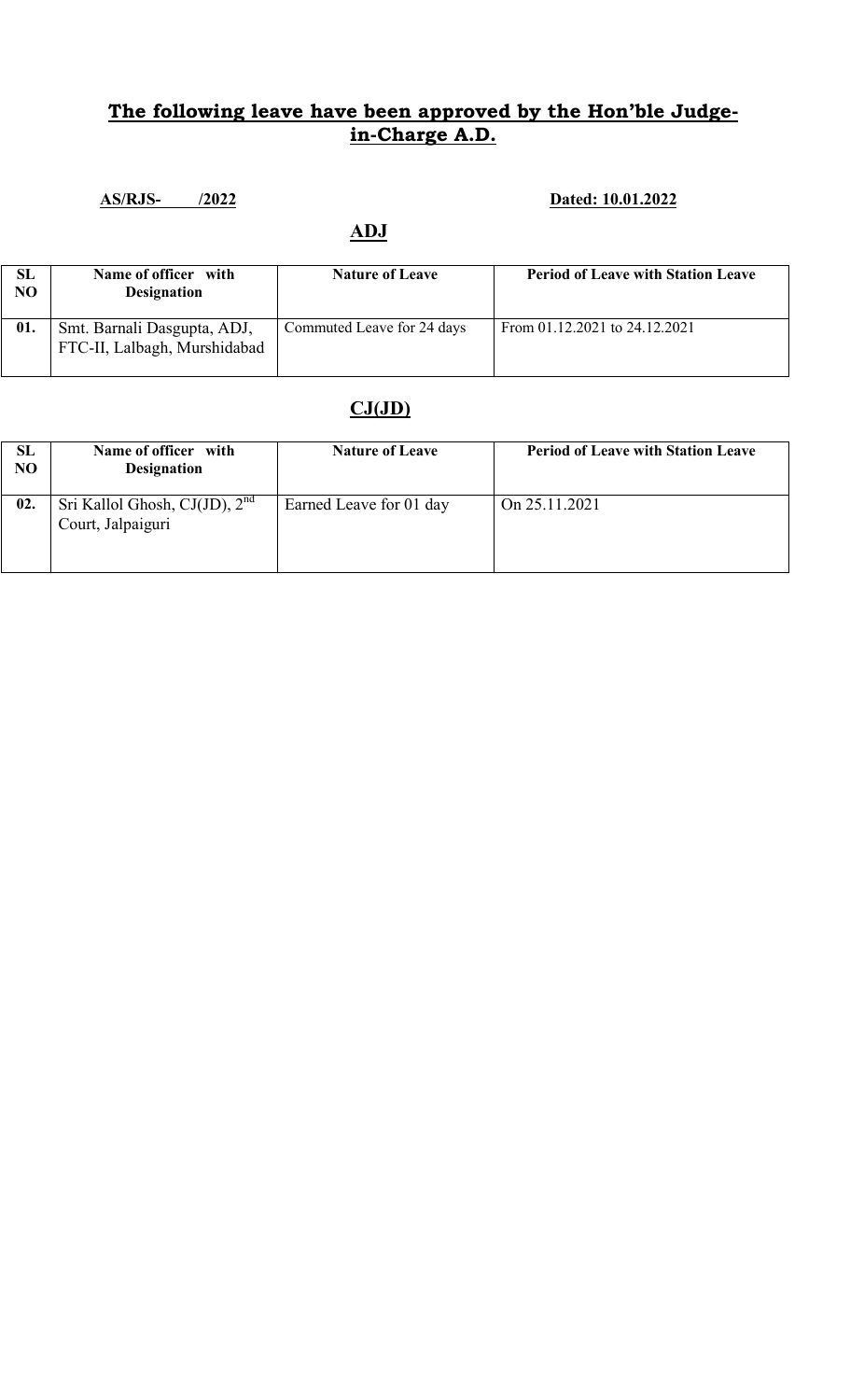## The following leave have been approved by the Hon'ble Judge-in-Charge A.D.

**AS/RJS- /2022** **Dated: 10.01.2022**

### ADJ

| SL NO | Name of officer with Designation | Nature of Leave | Period of Leave with Station Leave |
|---|---|---|---|
| 01. | Smt. Barnali Dasgupta, ADJ, FTC-II, Lalbagh, Murshidabad | Commuted Leave for 24 days | From 01.12.2021 to 24.12.2021 |

### CJ(JD)

| SL NO | Name of officer with Designation | Nature of Leave | Period of Leave with Station Leave |
|---|---|---|---|
| 02. | Sri Kallol Ghosh, CJ(JD), 2nd Court, Jalpaiguri | Earned Leave for 01 day | On 25.11.2021 |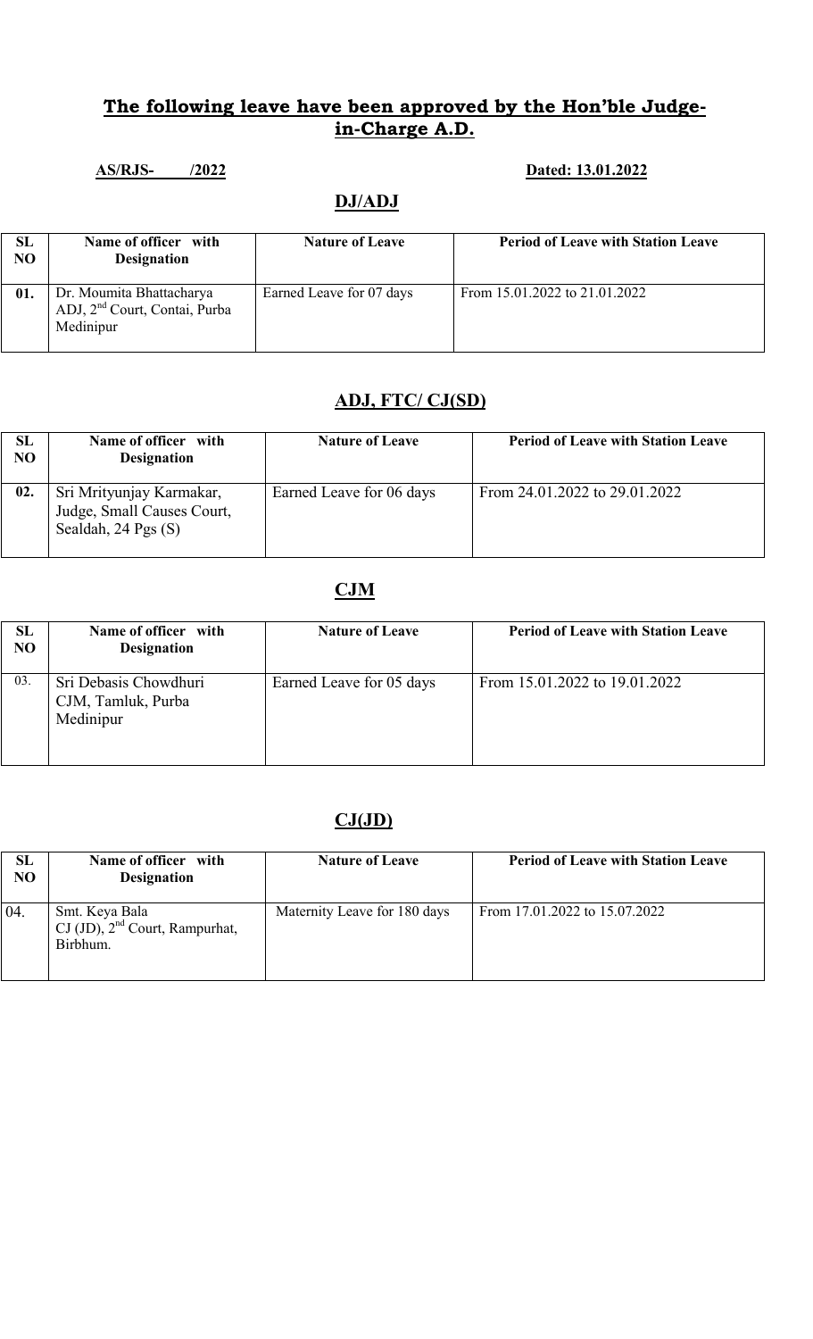## The following leave have been approved by the Hon'ble Judge-in-Charge A.D.

**AS/RJS- /2022** **Dated: 13.01.2022**

### DJ/ADJ

| SL NO | Name of officer with Designation | Nature of Leave | Period of Leave with Station Leave |
|---|---|---|---|
| 01. | Dr. Moumita Bhattacharya ADJ, 2nd Court, Contai, Purba Medinipur | Earned Leave for 07 days | From 15.01.2022 to 21.01.2022 |

### ADJ, FTC/ CJ(SD)

| SL NO | Name of officer with Designation | Nature of Leave | Period of Leave with Station Leave |
|---|---|---|---|
| 02. | Sri Mrityunjay Karmakar, Judge, Small Causes Court, Sealdah, 24 Pgs (S) | Earned Leave for 06 days | From 24.01.2022 to 29.01.2022 |

### CJM

| SL NO | Name of officer with Designation | Nature of Leave | Period of Leave with Station Leave |
|---|---|---|---|
| 03. | Sri Debasis Chowdhuri CJM, Tamluk, Purba Medinipur | Earned Leave for 05 days | From 15.01.2022 to 19.01.2022 |

### CJ(JD)

| SL NO | Name of officer with Designation | Nature of Leave | Period of Leave with Station Leave |
|---|---|---|---|
| 04. | Smt. Keya Bala CJ (JD), 2nd Court, Rampurhat, Birbhum. | Maternity Leave for 180 days | From 17.01.2022 to 15.07.2022 |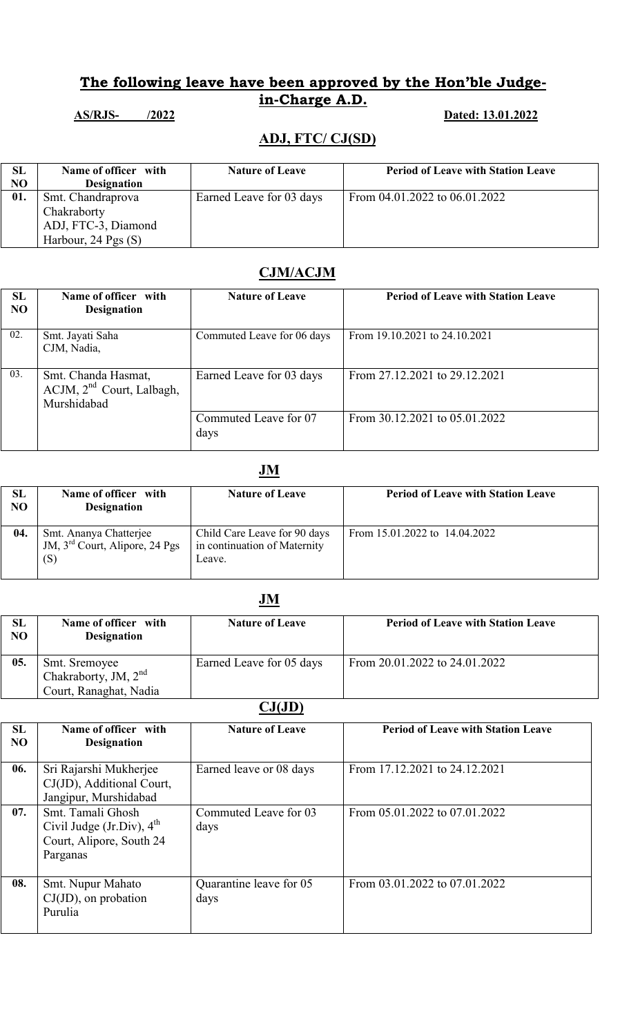## **The following leave have been approved by the Hon'ble Judge-in-Charge A.D.**

**AS/RJS-      /2022** **Dated: 13.01.2022**

### ADJ, FTC/ CJ(SD)

| SL NO | Name of officer with Designation | Nature of Leave | Period of Leave with Station Leave |
|---|---|---|---|
| 01. | Smt. Chandraprova Chakraborty ADJ, FTC-3, Diamond Harbour, 24 Pgs (S) | Earned Leave for 03 days | From 04.01.2022 to 06.01.2022 |

### CJM/ACJM

| SL NO | Name of officer with Designation | Nature of Leave | Period of Leave with Station Leave |
|---|---|---|---|
| 02. | Smt. Jayati Saha CJM, Nadia, | Commuted Leave for 06 days | From 19.10.2021 to 24.10.2021 |
| 03. | Smt. Chanda Hasmat, ACJM, 2nd Court, Lalbagh, Murshidabad | Earned Leave for 03 days | From 27.12.2021 to 29.12.2021 |
| | | Commuted Leave for 07 days | From 30.12.2021 to 05.01.2022 |

### JM

| SL NO | Name of officer with Designation | Nature of Leave | Period of Leave with Station Leave |
|---|---|---|---|
| 04. | Smt. Ananya Chatterjee JM, 3rd Court, Alipore, 24 Pgs (S) | Child Care Leave for 90 days in continuation of Maternity Leave. | From 15.01.2022 to 14.04.2022 |

### JM

| SL NO | Name of officer with Designation | Nature of Leave | Period of Leave with Station Leave |
|---|---|---|---|
| 05. | Smt. Sremoyee Chakraborty, JM, 2nd Court, Ranaghat, Nadia | Earned Leave for 05 days | From 20.01.2022 to 24.01.2022 |

### CJ(JD)

| SL NO | Name of officer with Designation | Nature of Leave | Period of Leave with Station Leave |
|---|---|---|---|
| 06. | Sri Rajarshi Mukherjee CJ(JD), Additional Court, Jangipur, Murshidabad | Earned leave or 08 days | From 17.12.2021 to 24.12.2021 |
| 07. | Smt. Tamali Ghosh Civil Judge (Jr.Div), 4th Court, Alipore, South 24 Parganas | Commuted Leave for 03 days | From 05.01.2022 to 07.01.2022 |
| 08. | Smt. Nupur Mahato CJ(JD), on probation Purulia | Quarantine leave for 05 days | From 03.01.2022 to 07.01.2022 |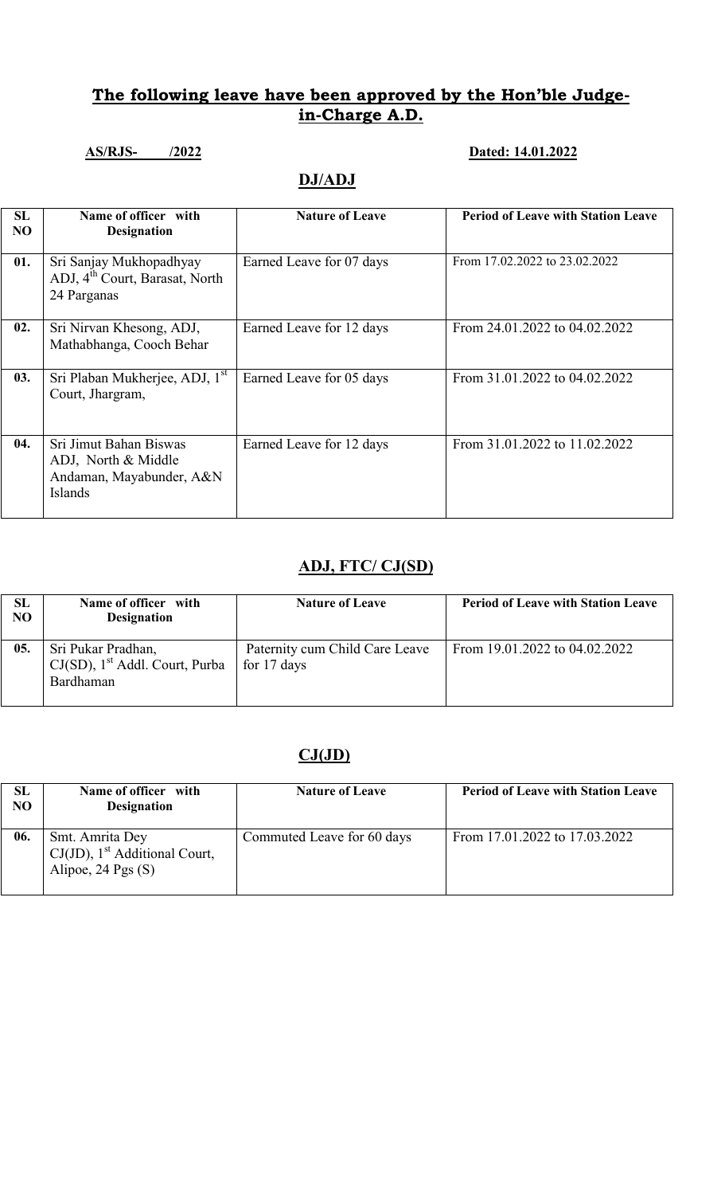## The following leave have been approved by the Hon'ble Judge-in-Charge A.D.

**AS/RJS- /2022** **Dated: 14.01.2022**

### DJ/ADJ

| SL NO | Name of officer with Designation | Nature of Leave | Period of Leave with Station Leave |
|---|---|---|---|
| 01. | Sri Sanjay Mukhopadhyay ADJ, 4th Court, Barasat, North 24 Parganas | Earned Leave for 07 days | From 17.02.2022 to 23.02.2022 |
| 02. | Sri Nirvan Khesong, ADJ, Mathabhanga, Cooch Behar | Earned Leave for 12 days | From 24.01.2022 to 04.02.2022 |
| 03. | Sri Plaban Mukherjee, ADJ, 1st Court, Jhargram, | Earned Leave for 05 days | From 31.01.2022 to 04.02.2022 |
| 04. | Sri Jimut Bahan Biswas ADJ, North & Middle Andaman, Mayabunder, A&N Islands | Earned Leave for 12 days | From 31.01.2022 to 11.02.2022 |

### ADJ, FTC/ CJ(SD)

| SL NO | Name of officer with Designation | Nature of Leave | Period of Leave with Station Leave |
|---|---|---|---|
| 05. | Sri Pukar Pradhan, CJ(SD), 1st Addl. Court, Purba Bardhaman | Paternity cum Child Care Leave for 17 days | From 19.01.2022 to 04.02.2022 |

### CJ(JD)

| SL NO | Name of officer with Designation | Nature of Leave | Period of Leave with Station Leave |
|---|---|---|---|
| 06. | Smt. Amrita Dey CJ(JD), 1st Additional Court, Alipoe, 24 Pgs (S) | Commuted Leave for 60 days | From 17.01.2022 to 17.03.2022 |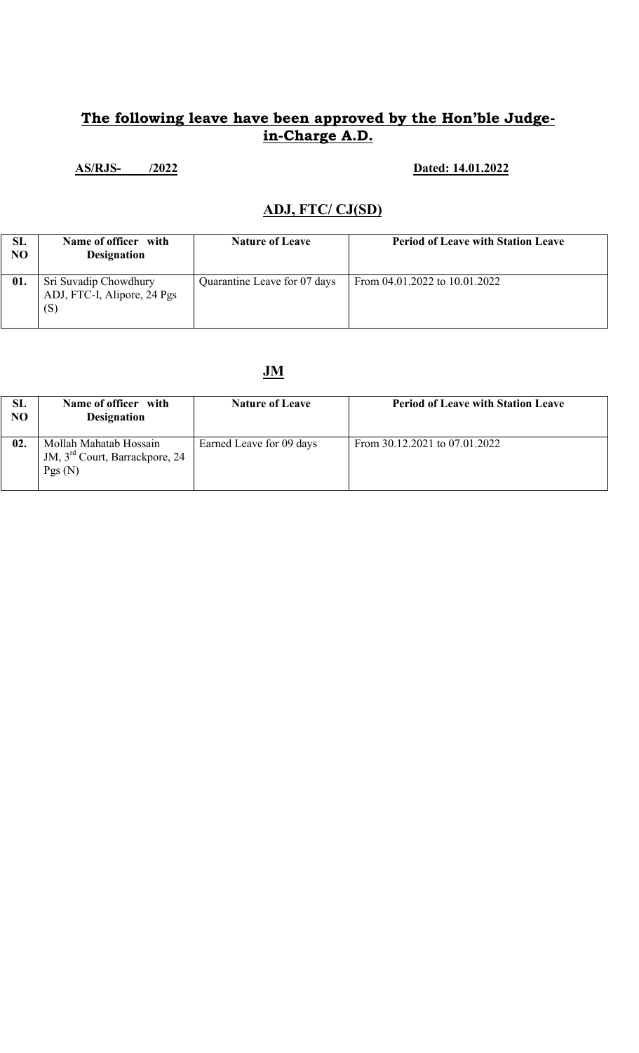## **The following leave have been approved by the Hon'ble Judge-in-Charge A.D.**

**AS/RJS- /2022** **Dated: 14.01.2022**

### **ADJ, FTC/ CJ(SD)**

| SL NO | Name of officer with Designation | Nature of Leave | Period of Leave with Station Leave |
|---|---|---|---|
| **01.** | Sri Suvadip Chowdhury ADJ, FTC-I, Alipore, 24 Pgs (S) | Quarantine Leave for 07 days | From 04.01.2022 to 10.01.2022 |

### **JM**

| SL NO | Name of officer with Designation | Nature of Leave | Period of Leave with Station Leave |
|---|---|---|---|
| **02.** | Mollah Mahatab Hossain JM, 3rd Court, Barrackpore, 24 Pgs (N) | Earned Leave for 09 days | From 30.12.2021 to 07.01.2022 |